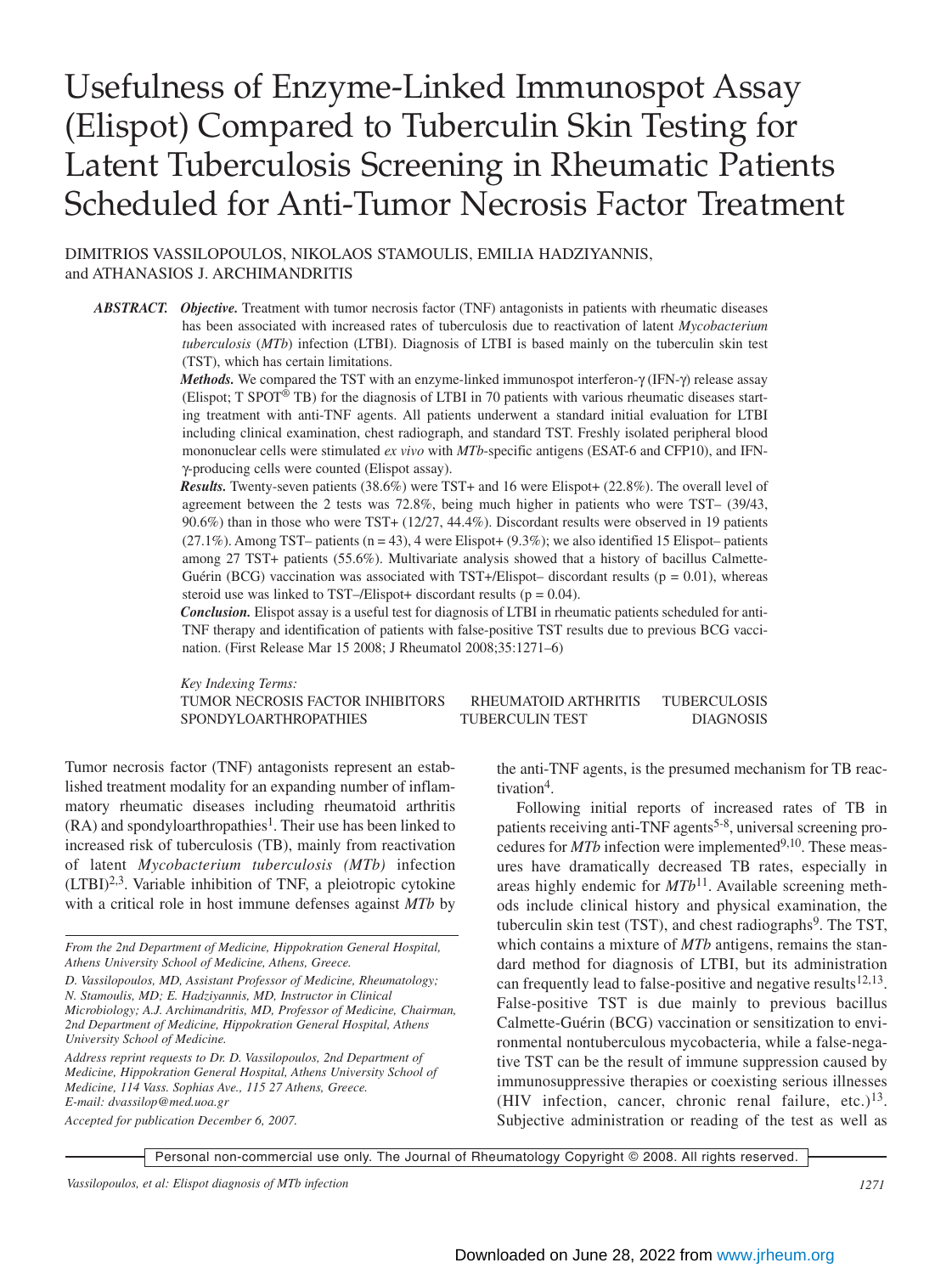# Usefulness of Enzyme-Linked Immunospot Assay (Elispot) Compared to Tuberculin Skin Testing for Latent Tuberculosis Screening in Rheumatic Patients Scheduled for Anti-Tumor Necrosis Factor Treatment

DIMITRIOS VASSILOPOULOS, NIKOLAOS STAMOULIS, EMILIA HADZIYANNIS, and ATHANASIOS J. ARCHIMANDRITIS

***ABSTRACT.*** ***Objective.*** Treatment with tumor necrosis factor (TNF) antagonists in patients with rheumatic diseases has been associated with increased rates of tuberculosis due to reactivation of latent *Mycobacterium tuberculosis* (*MTb*) infection (LTBI). Diagnosis of LTBI is based mainly on the tuberculin skin test (TST), which has certain limitations.

***Methods.*** We compared the TST with an enzyme-linked immunospot interferon-γ (IFN-γ) release assay (Elispot; T SPOT® TB) for the diagnosis of LTBI in 70 patients with various rheumatic diseases starting treatment with anti-TNF agents. All patients underwent a standard initial evaluation for LTBI including clinical examination, chest radiograph, and standard TST. Freshly isolated peripheral blood mononuclear cells were stimulated *ex vivo* with *MTb*-specific antigens (ESAT-6 and CFP10), and IFN-γ-producing cells were counted (Elispot assay).

***Results.*** Twenty-seven patients (38.6%) were TST+ and 16 were Elispot+ (22.8%). The overall level of agreement between the 2 tests was 72.8%, being much higher in patients who were TST– (39/43, 90.6%) than in those who were TST+ (12/27, 44.4%). Discordant results were observed in 19 patients (27.1%). Among TST– patients (n = 43), 4 were Elispot+ (9.3%); we also identified 15 Elispot– patients among 27 TST+ patients (55.6%). Multivariate analysis showed that a history of bacillus Calmette-Guérin (BCG) vaccination was associated with TST+/Elispot– discordant results ($p = 0.01$), whereas steroid use was linked to TST–/Elispot+ discordant results ($p = 0.04$).

***Conclusion.*** Elispot assay is a useful test for diagnosis of LTBI in rheumatic patients scheduled for anti-TNF therapy and identification of patients with false-positive TST results due to previous BCG vaccination. (First Release Mar 15 2008; J Rheumatol 2008;35:1271–6)

*Key Indexing Terms:*
TUMOR NECROSIS FACTOR INHIBITORS, RHEUMATOID ARTHRITIS, TUBERCULOSIS, SPONDYLOARTHROPATHIES, TUBERCULIN TEST, DIAGNOSIS

Tumor necrosis factor (TNF) antagonists represent an established treatment modality for an expanding number of inflammatory rheumatic diseases including rheumatoid arthritis (RA) and spondyloarthropathies[1]. Their use has been linked to increased risk of tuberculosis (TB), mainly from reactivation of latent *Mycobacterium tuberculosis (MTb)* infection (LTBI)[2,3]. Variable inhibition of TNF, a pleiotropic cytokine with a critical role in host immune defenses against *MTb* by the anti-TNF agents, is the presumed mechanism for TB reactivation[4].

Following initial reports of increased rates of TB in patients receiving anti-TNF agents[5-8], universal screening procedures for *MTb* infection were implemented[9,10]. These measures have dramatically decreased TB rates, especially in areas highly endemic for *MTb*[11]. Available screening methods include clinical history and physical examination, the tuberculin skin test (TST), and chest radiographs[9]. The TST, which contains a mixture of *MTb* antigens, remains the standard method for diagnosis of LTBI, but its administration can frequently lead to false-positive and negative results[12,13]. False-positive TST is due mainly to previous bacillus Calmette-Guérin (BCG) vaccination or sensitization to environmental nontuberculous mycobacteria, while a false-negative TST can be the result of immune suppression caused by immunosuppressive therapies or coexisting serious illnesses (HIV infection, cancer, chronic renal failure, etc.)[13]. Subjective administration or reading of the test as well as

*From the 2nd Department of Medicine, Hippokration General Hospital, Athens University School of Medicine, Athens, Greece.*

*D. Vassilopoulos, MD, Assistant Professor of Medicine, Rheumatology; N. Stamoulis, MD; E. Hadziyannis, MD, Instructor in Clinical Microbiology; A.J. Archimandritis, MD, Professor of Medicine, Chairman, 2nd Department of Medicine, Hippokration General Hospital, Athens University School of Medicine.*

*Address reprint requests to Dr. D. Vassilopoulos, 2nd Department of Medicine, Hippokration General Hospital, Athens University School of Medicine, 114 Vass. Sophias Ave., 115 27 Athens, Greece. E-mail: dvassilop@med.uoa.gr*

*Accepted for publication December 6, 2007.*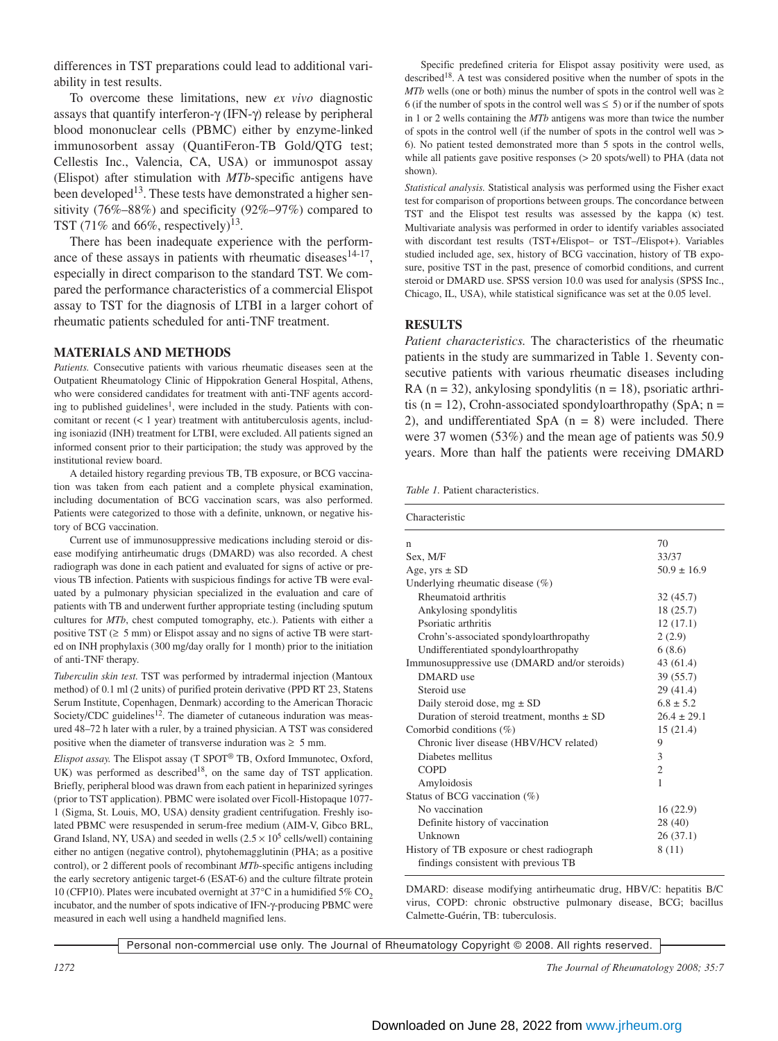differences in TST preparations could lead to additional variability in test results.

To overcome these limitations, new *ex vivo* diagnostic assays that quantify interferon-γ (IFN-γ) release by peripheral blood mononuclear cells (PBMC) either by enzyme-linked immunosorbent assay (QuantiFeron-TB Gold/QTG test; Cellestis Inc., Valencia, CA, USA) or immunospot assay (Elispot) after stimulation with *MTb*-specific antigens have been developed[13]. These tests have demonstrated a higher sensitivity (76%–88%) and specificity (92%–97%) compared to TST (71% and 66%, respectively)[13].

There has been inadequate experience with the performance of these assays in patients with rheumatic diseases[14-17], especially in direct comparison to the standard TST. We compared the performance characteristics of a commercial Elispot assay to TST for the diagnosis of LTBI in a larger cohort of rheumatic patients scheduled for anti-TNF treatment.

## MATERIALS AND METHODS

*Patients.* Consecutive patients with various rheumatic diseases seen at the Outpatient Rheumatology Clinic of Hippokration General Hospital, Athens, who were considered candidates for treatment with anti-TNF agents according to published guidelines[1], were included in the study. Patients with concomitant or recent (< 1 year) treatment with antituberculosis agents, including isoniazid (INH) treatment for LTBI, were excluded. All patients signed an informed consent prior to their participation; the study was approved by the institutional review board.

A detailed history regarding previous TB, TB exposure, or BCG vaccination was taken from each patient and a complete physical examination, including documentation of BCG vaccination scars, was also performed. Patients were categorized to those with a definite, unknown, or negative history of BCG vaccination.

Current use of immunosuppressive medications including steroid or disease modifying antirheumatic drugs (DMARD) was also recorded. A chest radiograph was done in each patient and evaluated for signs of active or previous TB infection. Patients with suspicious findings for active TB were evaluated by a pulmonary physician specialized in the evaluation and care of patients with TB and underwent further appropriate testing (including sputum cultures for *MTb*, chest computed tomography, etc.). Patients with either a positive TST (≥ 5 mm) or Elispot assay and no signs of active TB were started on INH prophylaxis (300 mg/day orally for 1 month) prior to the initiation of anti-TNF therapy.

*Tuberculin skin test.* TST was performed by intradermal injection (Mantoux method) of 0.1 ml (2 units) of purified protein derivative (PPD RT 23, Statens Serum Institute, Copenhagen, Denmark) according to the American Thoracic Society/CDC guidelines[12]. The diameter of cutaneous induration was measured 48–72 h later with a ruler, by a trained physician. A TST was considered positive when the diameter of transverse induration was ≥ 5 mm.

*Elispot assay.* The Elispot assay (T SPOT® TB, Oxford Immunotec, Oxford, UK) was performed as described[18], on the same day of TST application. Briefly, peripheral blood was drawn from each patient in heparinized syringes (prior to TST application). PBMC were isolated over Ficoll-Histopaque 1077-1 (Sigma, St. Louis, MO, USA) density gradient centrifugation. Freshly isolated PBMC were resuspended in serum-free medium (AIM-V, Gibco BRL, Grand Island, NY, USA) and seeded in wells ($2.5 \times 10^5$ cells/well) containing either no antigen (negative control), phytohemagglutinin (PHA; as a positive control), or 2 different pools of recombinant *MTb*-specific antigens including the early secretory antigenic target-6 (ESAT-6) and the culture filtrate protein 10 (CFP10). Plates were incubated overnight at 37°C in a humidified 5% $CO_2$ incubator, and the number of spots indicative of IFN-γ-producing PBMC were measured in each well using a handheld magnified lens.

Specific predefined criteria for Elispot assay positivity were used, as described[18]. A test was considered positive when the number of spots in the *MTb* wells (one or both) minus the number of spots in the control well was ≥ 6 (if the number of spots in the control well was ≤ 5) or if the number of spots in 1 or 2 wells containing the *MTb* antigens was more than twice the number of spots in the control well (if the number of spots in the control well was > 6). No patient tested demonstrated more than 5 spots in the control wells, while all patients gave positive responses (> 20 spots/well) to PHA (data not shown).

*Statistical analysis.* Statistical analysis was performed using the Fisher exact test for comparison of proportions between groups. The concordance between TST and the Elispot test results was assessed by the kappa (κ) test. Multivariate analysis was performed in order to identify variables associated with discordant test results (TST+/Elispot– or TST–/Elispot+). Variables studied included age, sex, history of BCG vaccination, history of TB exposure, positive TST in the past, presence of comorbid conditions, and current steroid or DMARD use. SPSS version 10.0 was used for analysis (SPSS Inc., Chicago, IL, USA), while statistical significance was set at the 0.05 level.

## RESULTS

*Patient characteristics.* The characteristics of the rheumatic patients in the study are summarized in Table 1. Seventy consecutive patients with various rheumatic diseases including RA (n = 32), ankylosing spondylitis (n = 18), psoriatic arthritis (n = 12), Crohn-associated spondyloarthropathy (SpA; n = 2), and undifferentiated SpA (n = 8) were included. There were 37 women (53%) and the mean age of patients was 50.9 years. More than half the patients were receiving DMARD

*Table 1.* Patient characteristics.

| Characteristic | |
|---|---|
| n | 70 |
| Sex, M/F | 33/37 |
| Age, yrs ± SD | 50.9 ± 16.9 |
| Underlying rheumatic disease (%) | |
| Rheumatoid arthritis | 32 (45.7) |
| Ankylosing spondylitis | 18 (25.7) |
| Psoriatic arthritis | 12 (17.1) |
| Crohn's-associated spondyloarthropathy | 2 (2.9) |
| Undifferentiated spondyloarthropathy | 6 (8.6) |
| Immunosuppressive use (DMARD and/or steroids) | 43 (61.4) |
| DMARD use | 39 (55.7) |
| Steroid use | 29 (41.4) |
| Daily steroid dose, mg ± SD | 6.8 ± 5.2 |
| Duration of steroid treatment, months ± SD | 26.4 ± 29.1 |
| Comorbid conditions (%) | 15 (21.4) |
| Chronic liver disease (HBV/HCV related) | 9 |
| Diabetes mellitus | 3 |
| COPD | 2 |
| Amyloidosis | 1 |
| Status of BCG vaccination (%) | |
| No vaccination | 16 (22.9) |
| Definite history of vaccination | 28 (40) |
| Unknown | 26 (37.1) |
| History of TB exposure or chest radiograph findings consistent with previous TB | 8 (11) |

DMARD: disease modifying antirheumatic drug, HBV/C: hepatitis B/C virus, COPD: chronic obstructive pulmonary disease, BCG; bacillus Calmette-Guérin, TB: tuberculosis.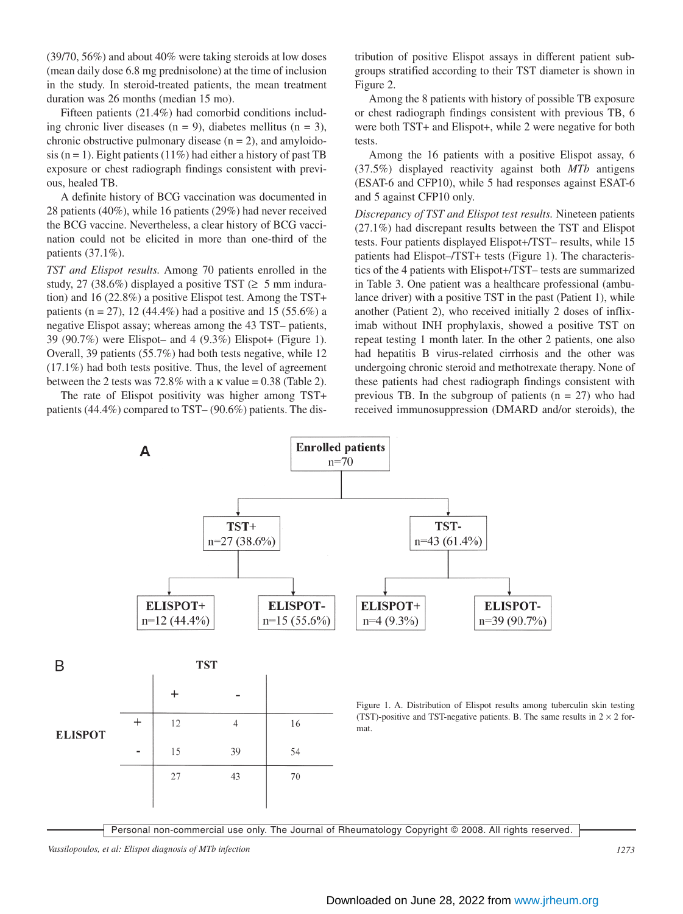(39/70, 56%) and about 40% were taking steroids at low doses (mean daily dose 6.8 mg prednisolone) at the time of inclusion in the study. In steroid-treated patients, the mean treatment duration was 26 months (median 15 mo).

Fifteen patients (21.4%) had comorbid conditions including chronic liver diseases (n = 9), diabetes mellitus (n = 3), chronic obstructive pulmonary disease (n = 2), and amyloidosis (n = 1). Eight patients (11%) had either a history of past TB exposure or chest radiograph findings consistent with previous, healed TB.

A definite history of BCG vaccination was documented in 28 patients (40%), while 16 patients (29%) had never received the BCG vaccine. Nevertheless, a clear history of BCG vaccination could not be elicited in more than one-third of the patients (37.1%).

*TST and Elispot results.* Among 70 patients enrolled in the study, 27 (38.6%) displayed a positive TST (≥ 5 mm induration) and 16 (22.8%) a positive Elispot test. Among the TST+ patients (n = 27), 12 (44.4%) had a positive and 15 (55.6%) a negative Elispot assay; whereas among the 43 TST– patients, 39 (90.7%) were Elispot– and 4 (9.3%) Elispot+ (Figure 1). Overall, 39 patients (55.7%) had both tests negative, while 12 (17.1%) had both tests positive. Thus, the level of agreement between the 2 tests was 72.8% with a κ value = 0.38 (Table 2).

The rate of Elispot positivity was higher among TST+ patients (44.4%) compared to TST– (90.6%) patients. The distribution of positive Elispot assays in different patient subgroups stratified according to their TST diameter is shown in Figure 2.

Among the 8 patients with history of possible TB exposure or chest radiograph findings consistent with previous TB, 6 were both TST+ and Elispot+, while 2 were negative for both tests.

Among the 16 patients with a positive Elispot assay, 6 (37.5%) displayed reactivity against both *MTb* antigens (ESAT-6 and CFP10), while 5 had responses against ESAT-6 and 5 against CFP10 only.

*Discrepancy of TST and Elispot test results.* Nineteen patients (27.1%) had discrepant results between the TST and Elispot tests. Four patients displayed Elispot+/TST– results, while 15 patients had Elispot–/TST+ tests (Figure 1). The characteristics of the 4 patients with Elispot+/TST– tests are summarized in Table 3. One patient was a healthcare professional (ambulance driver) with a positive TST in the past (Patient 1), while another (Patient 2), who received initially 2 doses of infliximab without INH prophylaxis, showed a positive TST on repeat testing 1 month later. In the other 2 patients, one also had hepatitis B virus-related cirrhosis and the other was undergoing chronic steroid and methotrexate therapy. None of these patients had chest radiograph findings consistent with previous TB. In the subgroup of patients (n = 27) who had received immunosuppression (DMARD and/or steroids), the

**A**

- Enrolled patients n=70
  - TST+ n=27 (38.6%)
    - ELISPOT+ n=12 (44.4%)
    - ELISPOT- n=15 (55.6%)
  - TST- n=43 (61.4%)
    - ELISPOT+ n=4 (9.3%)
    - ELISPOT- n=39 (90.7%)

**B**

| ELISPOT | TST + | TST - | Total |
|---|---|---|---|
| + | 12 | 4 | 16 |
| - | 15 | 39 | 54 |
| | 27 | 43 | 70 |

Figure 1. A. Distribution of Elispot results among tuberculin skin testing (TST)-positive and TST-negative patients. B. The same results in 2 × 2 format.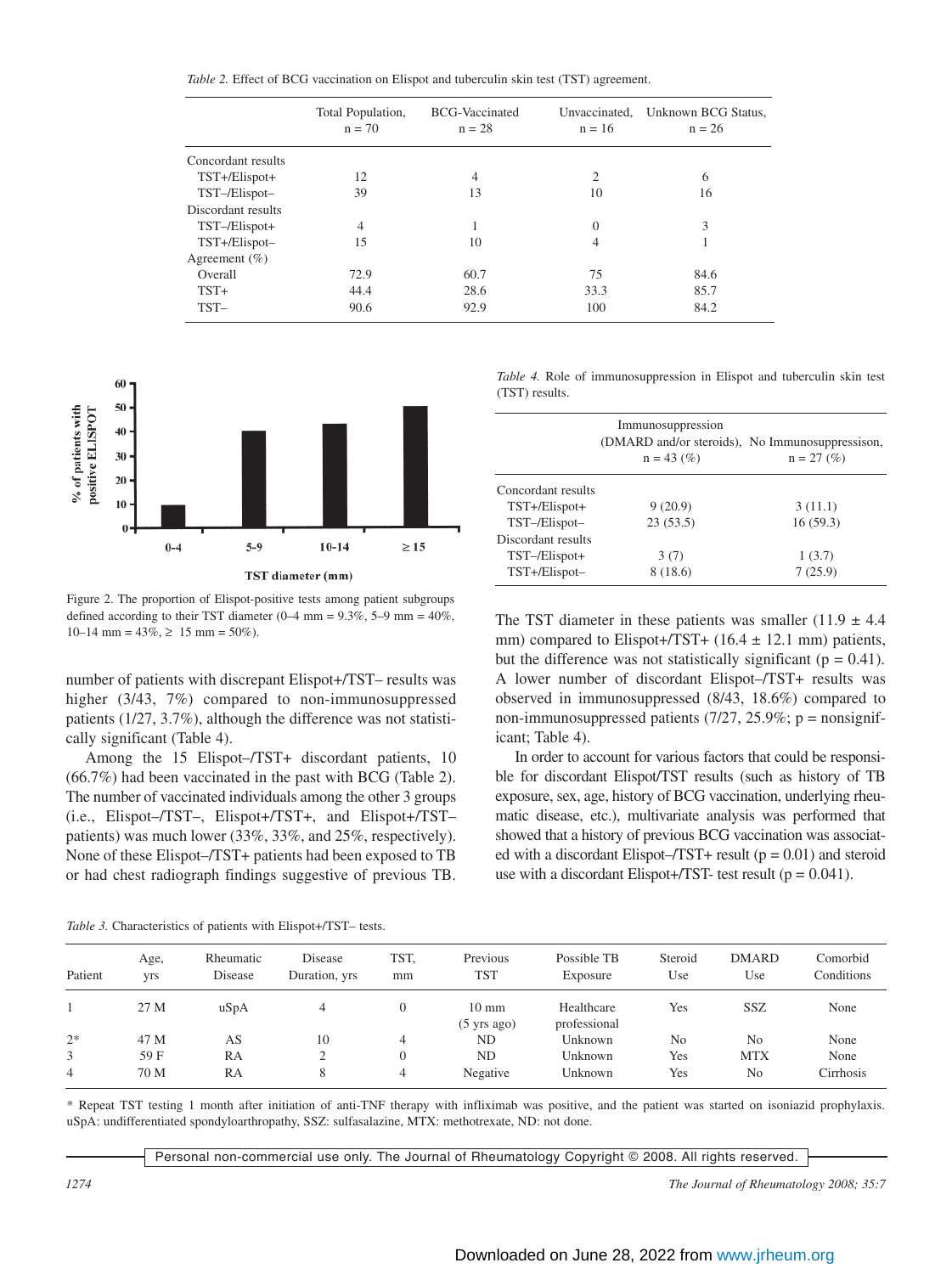*Table 2.* Effect of BCG vaccination on Elispot and tuberculin skin test (TST) agreement.

| | Total Population, n = 70 | BCG-Vaccinated n = 28 | Unvaccinated, n = 16 | Unknown BCG Status, n = 26 |
|---|---|---|---|---|
| Concordant results | | | | |
| TST+/Elispot+ | 12 | 4 | 2 | 6 |
| TST–/Elispot– | 39 | 13 | 10 | 16 |
| Discordant results | | | | |
| TST–/Elispot+ | 4 | 1 | 0 | 3 |
| TST+/Elispot– | 15 | 10 | 4 | 1 |
| Agreement (%) | | | | |
| Overall | 72.9 | 60.7 | 75 | 84.6 |
| TST+ | 44.4 | 28.6 | 33.3 | 85.7 |
| TST– | 90.6 | 92.9 | 100 | 84.2 |

Figure 2. The proportion of Elispot-positive tests among patient subgroups defined according to their TST diameter (0–4 mm = 9.3%, 5–9 mm = 40%, 10–14 mm = 43%, ≥ 15 mm = 50%).

number of patients with discrepant Elispot+/TST– results was higher (3/43, 7%) compared to non-immunosuppressed patients (1/27, 3.7%), although the difference was not statistically significant (Table 4).

Among the 15 Elispot–/TST+ discordant patients, 10 (66.7%) had been vaccinated in the past with BCG (Table 2). The number of vaccinated individuals among the other 3 groups (i.e., Elispot–/TST–, Elispot+/TST+, and Elispot+/TST– patients) was much lower (33%, 33%, and 25%, respectively). None of these Elispot–/TST+ patients had been exposed to TB or had chest radiograph findings suggestive of previous TB.

*Table 4.* Role of immunosuppression in Elispot and tuberculin skin test (TST) results.

| | Immunosuppression (DMARD and/or steroids), n = 43 (%) | No Immunosuppressison, n = 27 (%) |
|---|---|---|
| Concordant results | | |
| TST+/Elispot+ | 9 (20.9) | 3 (11.1) |
| TST–/Elispot– | 23 (53.5) | 16 (59.3) |
| Discordant results | | |
| TST–/Elispot+ | 3 (7) | 1 (3.7) |
| TST+/Elispot– | 8 (18.6) | 7 (25.9) |

The TST diameter in these patients was smaller (11.9 ± 4.4 mm) compared to Elispot+/TST+ (16.4 ± 12.1 mm) patients, but the difference was not statistically significant ($p = 0.41$). A lower number of discordant Elispot–/TST+ results was observed in immunosuppressed (8/43, 18.6%) compared to non-immunosuppressed patients (7/27, 25.9%; p = nonsignificant; Table 4).

In order to account for various factors that could be responsible for discordant Elispot/TST results (such as history of TB exposure, sex, age, history of BCG vaccination, underlying rheumatic disease, etc.), multivariate analysis was performed that showed that a history of previous BCG vaccination was associated with a discordant Elispot–/TST+ result ($p = 0.01$) and steroid use with a discordant Elispot+/TST- test result ($p = 0.041$).

*Table 3.* Characteristics of patients with Elispot+/TST– tests.

| Patient | Age, yrs | Rheumatic Disease | Disease Duration, yrs | TST, mm | Previous TST | Possible TB Exposure | Steroid Use | DMARD Use | Comorbid Conditions |
|---|---|---|---|---|---|---|---|---|---|
| 1 | 27 M | uSpA | 4 | 0 | 10 mm (5 yrs ago) | Healthcare professional | Yes | SSZ | None |
| 2* | 47 M | AS | 10 | 4 | ND | Unknown | No | No | None |
| 3 | 59 F | RA | 2 | 0 | ND | Unknown | Yes | MTX | None |
| 4 | 70 M | RA | 8 | 4 | Negative | Unknown | Yes | No | Cirrhosis |

* Repeat TST testing 1 month after initiation of anti-TNF therapy with infliximab was positive, and the patient was started on isoniazid prophylaxis. uSpA: undifferentiated spondyloarthropathy, SSZ: sulfasalazine, MTX: methotrexate, ND: not done.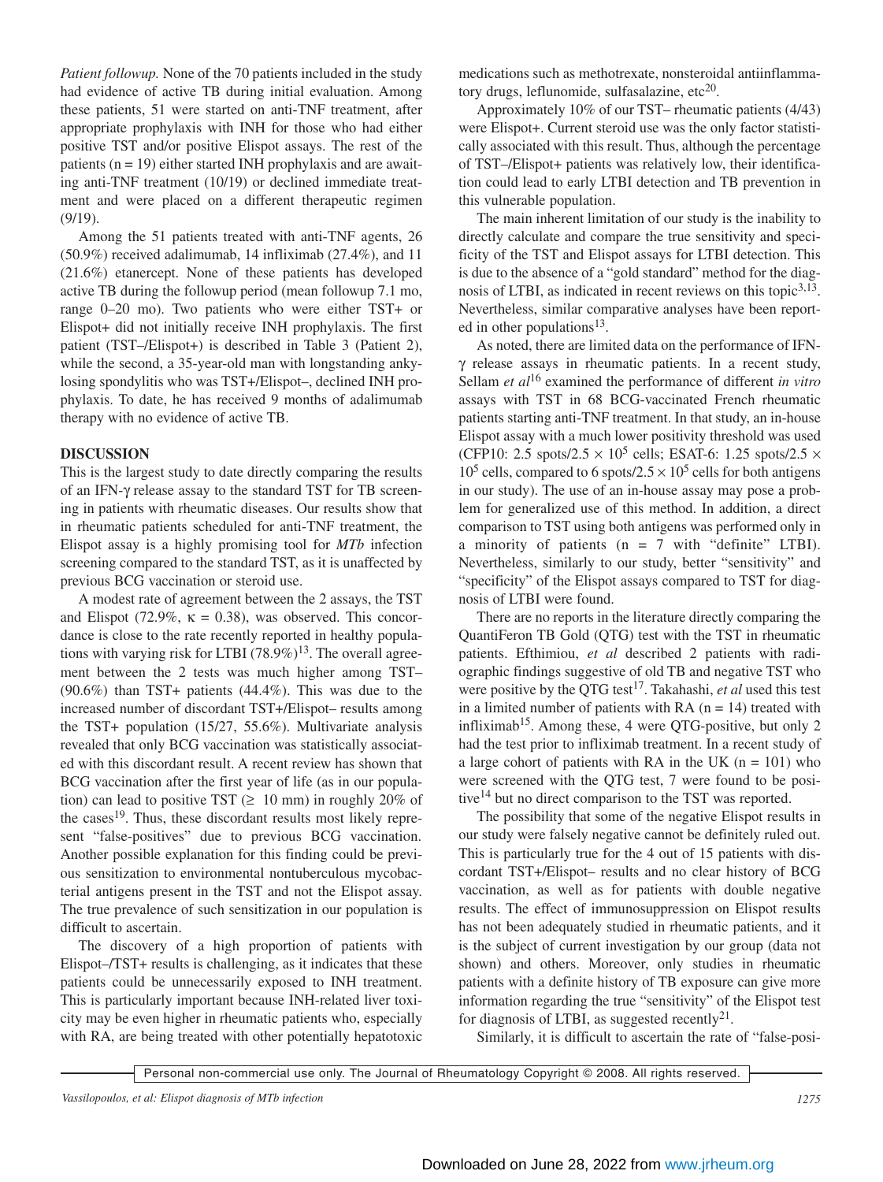*Patient followup.* None of the 70 patients included in the study had evidence of active TB during initial evaluation. Among these patients, 51 were started on anti-TNF treatment, after appropriate prophylaxis with INH for those who had either positive TST and/or positive Elispot assays. The rest of the patients (n = 19) either started INH prophylaxis and are awaiting anti-TNF treatment (10/19) or declined immediate treatment and were placed on a different therapeutic regimen (9/19).

Among the 51 patients treated with anti-TNF agents, 26 (50.9%) received adalimumab, 14 infliximab (27.4%), and 11 (21.6%) etanercept. None of these patients has developed active TB during the followup period (mean followup 7.1 mo, range 0–20 mo). Two patients who were either TST+ or Elispot+ did not initially receive INH prophylaxis. The first patient (TST–/Elispot+) is described in Table 3 (Patient 2), while the second, a 35-year-old man with longstanding ankylosing spondylitis who was TST+/Elispot–, declined INH prophylaxis. To date, he has received 9 months of adalimumab therapy with no evidence of active TB.

## DISCUSSION

This is the largest study to date directly comparing the results of an IFN-γ release assay to the standard TST for TB screening in patients with rheumatic diseases. Our results show that in rheumatic patients scheduled for anti-TNF treatment, the Elispot assay is a highly promising tool for *MTb* infection screening compared to the standard TST, as it is unaffected by previous BCG vaccination or steroid use.

A modest rate of agreement between the 2 assays, the TST and Elispot (72.9%, κ = 0.38), was observed. This concordance is close to the rate recently reported in healthy populations with varying risk for LTBI (78.9%)[13]. The overall agreement between the 2 tests was much higher among TST– (90.6%) than TST+ patients (44.4%). This was due to the increased number of discordant TST+/Elispot– results among the TST+ population (15/27, 55.6%). Multivariate analysis revealed that only BCG vaccination was statistically associated with this discordant result. A recent review has shown that BCG vaccination after the first year of life (as in our population) can lead to positive TST (≥ 10 mm) in roughly 20% of the cases[19]. Thus, these discordant results most likely represent "false-positives" due to previous BCG vaccination. Another possible explanation for this finding could be previous sensitization to environmental nontuberculous mycobacterial antigens present in the TST and not the Elispot assay. The true prevalence of such sensitization in our population is difficult to ascertain.

The discovery of a high proportion of patients with Elispot–/TST+ results is challenging, as it indicates that these patients could be unnecessarily exposed to INH treatment. This is particularly important because INH-related liver toxicity may be even higher in rheumatic patients who, especially with RA, are being treated with other potentially hepatotoxic medications such as methotrexate, nonsteroidal antiinflammatory drugs, leflunomide, sulfasalazine, etc[20].

Approximately 10% of our TST– rheumatic patients (4/43) were Elispot+. Current steroid use was the only factor statistically associated with this result. Thus, although the percentage of TST–/Elispot+ patients was relatively low, their identification could lead to early LTBI detection and TB prevention in this vulnerable population.

The main inherent limitation of our study is the inability to directly calculate and compare the true sensitivity and specificity of the TST and Elispot assays for LTBI detection. This is due to the absence of a "gold standard" method for the diagnosis of LTBI, as indicated in recent reviews on this topic[3,13]. Nevertheless, similar comparative analyses have been reported in other populations[13].

As noted, there are limited data on the performance of IFN-γ release assays in rheumatic patients. In a recent study, Sellam *et al*[16] examined the performance of different *in vitro* assays with TST in 68 BCG-vaccinated French rheumatic patients starting anti-TNF treatment. In that study, an in-house Elispot assay with a much lower positivity threshold was used (CFP10: 2.5 spots/$2.5 \times 10^5$ cells; ESAT-6: 1.25 spots/$2.5 \times 10^5$ cells, compared to 6 spots/$2.5 \times 10^5$ cells for both antigens in our study). The use of an in-house assay may pose a problem for generalized use of this method. In addition, a direct comparison to TST using both antigens was performed only in a minority of patients (n = 7 with "definite" LTBI). Nevertheless, similarly to our study, better "sensitivity" and "specificity" of the Elispot assays compared to TST for diagnosis of LTBI were found.

There are no reports in the literature directly comparing the QuantiFeron TB Gold (QTG) test with the TST in rheumatic patients. Efthimiou, *et al* described 2 patients with radiographic findings suggestive of old TB and negative TST who were positive by the QTG test[17]. Takahashi, *et al* used this test in a limited number of patients with RA (n = 14) treated with infliximab[15]. Among these, 4 were QTG-positive, but only 2 had the test prior to infliximab treatment. In a recent study of a large cohort of patients with RA in the UK (n = 101) who were screened with the QTG test, 7 were found to be positive[14] but no direct comparison to the TST was reported.

The possibility that some of the negative Elispot results in our study were falsely negative cannot be definitely ruled out. This is particularly true for the 4 out of 15 patients with discordant TST+/Elispot– results and no clear history of BCG vaccination, as well as for patients with double negative results. The effect of immunosuppression on Elispot results has not been adequately studied in rheumatic patients, and it is the subject of current investigation by our group (data not shown) and others. Moreover, only studies in rheumatic patients with a definite history of TB exposure can give more information regarding the true "sensitivity" of the Elispot test for diagnosis of LTBI, as suggested recently[21].

Similarly, it is difficult to ascertain the rate of "false-posi-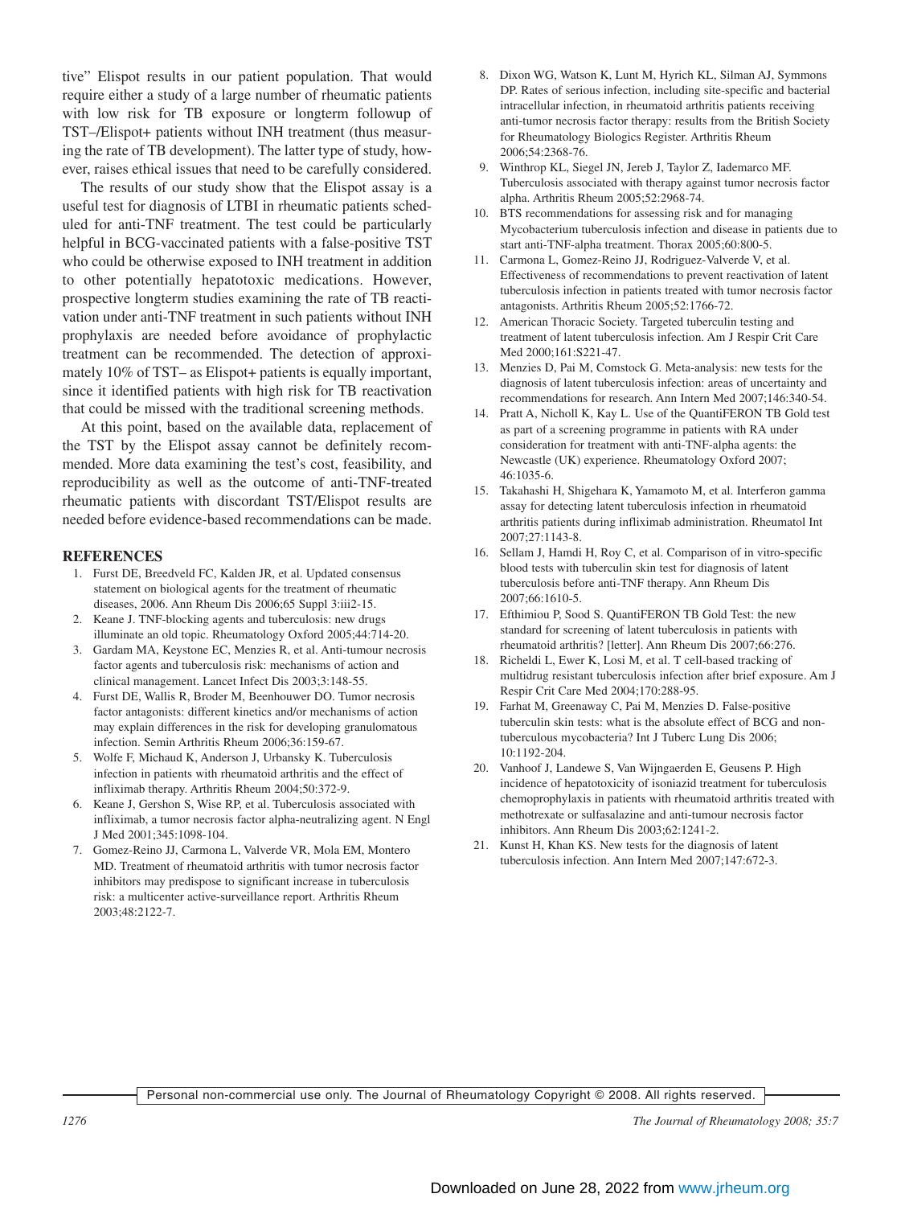tive" Elispot results in our patient population. That would require either a study of a large number of rheumatic patients with low risk for TB exposure or longterm followup of TST–/Elispot+ patients without INH treatment (thus measuring the rate of TB development). The latter type of study, however, raises ethical issues that need to be carefully considered.

The results of our study show that the Elispot assay is a useful test for diagnosis of LTBI in rheumatic patients scheduled for anti-TNF treatment. The test could be particularly helpful in BCG-vaccinated patients with a false-positive TST who could be otherwise exposed to INH treatment in addition to other potentially hepatotoxic medications. However, prospective longterm studies examining the rate of TB reactivation under anti-TNF treatment in such patients without INH prophylaxis are needed before avoidance of prophylactic treatment can be recommended. The detection of approximately 10% of TST– as Elispot+ patients is equally important, since it identified patients with high risk for TB reactivation that could be missed with the traditional screening methods.

At this point, based on the available data, replacement of the TST by the Elispot assay cannot be definitely recommended. More data examining the test's cost, feasibility, and reproducibility as well as the outcome of anti-TNF-treated rheumatic patients with discordant TST/Elispot results are needed before evidence-based recommendations can be made.

## REFERENCES

1. Furst DE, Breedveld FC, Kalden JR, et al. Updated consensus statement on biological agents for the treatment of rheumatic diseases, 2006. Ann Rheum Dis 2006;65 Suppl 3:iii2-15.
2. Keane J. TNF-blocking agents and tuberculosis: new drugs illuminate an old topic. Rheumatology Oxford 2005;44:714-20.
3. Gardam MA, Keystone EC, Menzies R, et al. Anti-tumour necrosis factor agents and tuberculosis risk: mechanisms of action and clinical management. Lancet Infect Dis 2003;3:148-55.
4. Furst DE, Wallis R, Broder M, Beenhouwer DO. Tumor necrosis factor antagonists: different kinetics and/or mechanisms of action may explain differences in the risk for developing granulomatous infection. Semin Arthritis Rheum 2006;36:159-67.
5. Wolfe F, Michaud K, Anderson J, Urbansky K. Tuberculosis infection in patients with rheumatoid arthritis and the effect of infliximab therapy. Arthritis Rheum 2004;50:372-9.
6. Keane J, Gershon S, Wise RP, et al. Tuberculosis associated with infliximab, a tumor necrosis factor alpha-neutralizing agent. N Engl J Med 2001;345:1098-104.
7. Gomez-Reino JJ, Carmona L, Valverde VR, Mola EM, Montero MD. Treatment of rheumatoid arthritis with tumor necrosis factor inhibitors may predispose to significant increase in tuberculosis risk: a multicenter active-surveillance report. Arthritis Rheum 2003;48:2122-7.
8. Dixon WG, Watson K, Lunt M, Hyrich KL, Silman AJ, Symmons DP. Rates of serious infection, including site-specific and bacterial intracellular infection, in rheumatoid arthritis patients receiving anti-tumor necrosis factor therapy: results from the British Society for Rheumatology Biologics Register. Arthritis Rheum 2006;54:2368-76.
9. Winthrop KL, Siegel JN, Jereb J, Taylor Z, Iademarco MF. Tuberculosis associated with therapy against tumor necrosis factor alpha. Arthritis Rheum 2005;52:2968-74.
10. BTS recommendations for assessing risk and for managing Mycobacterium tuberculosis infection and disease in patients due to start anti-TNF-alpha treatment. Thorax 2005;60:800-5.
11. Carmona L, Gomez-Reino JJ, Rodriguez-Valverde V, et al. Effectiveness of recommendations to prevent reactivation of latent tuberculosis infection in patients treated with tumor necrosis factor antagonists. Arthritis Rheum 2005;52:1766-72.
12. American Thoracic Society. Targeted tuberculin testing and treatment of latent tuberculosis infection. Am J Respir Crit Care Med 2000;161:S221-47.
13. Menzies D, Pai M, Comstock G. Meta-analysis: new tests for the diagnosis of latent tuberculosis infection: areas of uncertainty and recommendations for research. Ann Intern Med 2007;146:340-54.
14. Pratt A, Nicholl K, Kay L. Use of the QuantiFERON TB Gold test as part of a screening programme in patients with RA under consideration for treatment with anti-TNF-alpha agents: the Newcastle (UK) experience. Rheumatology Oxford 2007; 46:1035-6.
15. Takahashi H, Shigehara K, Yamamoto M, et al. Interferon gamma assay for detecting latent tuberculosis infection in rheumatoid arthritis patients during infliximab administration. Rheumatol Int 2007;27:1143-8.
16. Sellam J, Hamdi H, Roy C, et al. Comparison of in vitro-specific blood tests with tuberculin skin test for diagnosis of latent tuberculosis before anti-TNF therapy. Ann Rheum Dis 2007;66:1610-5.
17. Efthimiou P, Sood S. QuantiFERON TB Gold Test: the new standard for screening of latent tuberculosis in patients with rheumatoid arthritis? [letter]. Ann Rheum Dis 2007;66:276.
18. Richeldi L, Ewer K, Losi M, et al. T cell-based tracking of multidrug resistant tuberculosis infection after brief exposure. Am J Respir Crit Care Med 2004;170:288-95.
19. Farhat M, Greenaway C, Pai M, Menzies D. False-positive tuberculin skin tests: what is the absolute effect of BCG and non-tuberculous mycobacteria? Int J Tuberc Lung Dis 2006; 10:1192-204.
20. Vanhoof J, Landewe S, Van Wijngaerden E, Geusens P. High incidence of hepatotoxicity of isoniazid treatment for tuberculosis chemoprophylaxis in patients with rheumatoid arthritis treated with methotrexate or sulfasalazine and anti-tumour necrosis factor inhibitors. Ann Rheum Dis 2003;62:1241-2.
21. Kunst H, Khan KS. New tests for the diagnosis of latent tuberculosis infection. Ann Intern Med 2007;147:672-3.